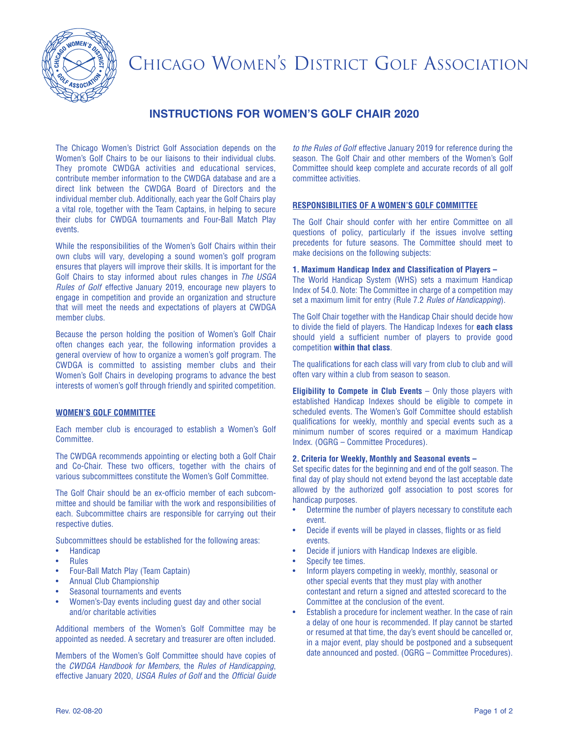# Chicago Women's District Golf Association

## INSTRUCTIONS FOR WOMEN'S GOLF CHAIR 2020

The Chicago Women's District Golf Association depends on the Women's Golf Chairs to be our liaisons to their individual clubs. They promote CWDGA activities and educational services, contribute member information to the CWDGA database and are a direct link between the CWDGA Board of Directors and the individual member club. Additionally, each year the Golf Chairs play a vital role, together with the Team Captains, in helping to secure their clubs for CWDGA tournaments and Four-Ball Match Play events.

While the responsibilities of the Women's Golf Chairs within their own clubs will vary, developing a sound women's golf program ensures that players will improve their skills. It is important for the Golf Chairs to stay informed about rules changes in *The USGA Rules of Golf* effective January 2019, encourage new players to engage in competition and provide an organization and structure that will meet the needs and expectations of players at CWDGA member clubs.

Because the person holding the position of Women's Golf Chair often changes each year, the following information provides a general overview of how to organize a women's golf program. The CWDGA is committed to assisting member clubs and their Women's Golf Chairs in developing programs to advance the best interests of women's golf through friendly and spirited competition.

### WOMEN'S GOLF COMMITTEE

Each member club is encouraged to establish a Women's Golf Committee.

The CWDGA recommends appointing or electing both a Golf Chair and Co-Chair. These two officers, together with the chairs of various subcommittees constitute the Women's Golf Committee.

The Golf Chair should be an ex-officio member of each subcommittee and should be familiar with the work and responsibilities of each. Subcommittee chairs are responsible for carrying out their respective duties.

Subcommittees should be established for the following areas:

- Handicap
- Rules
- Four-Ball Match Play (Team Captain)
- Annual Club Championship
- Seasonal tournaments and events
- Women's-Day events including guest day and other social and/or charitable activities

Additional members of the Women's Golf Committee may be appointed as needed. A secretary and treasurer are often included.

Members of the Women's Golf Committee should have copies of the *CWDGA Handbook for Members*, the *Rules of Handicapping*, effective January 2020, *USGA Rules of Golf* and the *Official Guide to the Rules of Golf* effective January 2019 for reference during the season. The Golf Chair and other members of the Women's Golf Committee should keep complete and accurate records of all golf committee activities.

### RESPONSIBILITIES OF A WOMEN'S GOLF COMMITTEE

The Golf Chair should confer with her entire Committee on all questions of policy, particularly if the issues involve setting precedents for future seasons. The Committee should meet to make decisions on the following subjects:

**1. Maximum Handicap Index and Classification of Players –**
The World Handicap System (WHS) sets a maximum Handicap Index of 54.0. Note: The Committee in charge of a competition may set a maximum limit for entry (Rule 7.2 *Rules of Handicapping*).

The Golf Chair together with the Handicap Chair should decide how to divide the field of players. The Handicap Indexes for **each class** should yield a sufficient number of players to provide good competition **within that class**.

The qualifications for each class will vary from club to club and will often vary within a club from season to season.

**Eligibility to Compete in Club Events** – Only those players with established Handicap Indexes should be eligible to compete in scheduled events. The Women's Golf Committee should establish qualifications for weekly, monthly and special events such as a minimum number of scores required or a maximum Handicap Index. (OGRG – Committee Procedures).

**2. Criteria for Weekly, Monthly and Seasonal events –**
Set specific dates for the beginning and end of the golf season. The final day of play should not extend beyond the last acceptable date allowed by the authorized golf association to post scores for handicap purposes.

- Determine the number of players necessary to constitute each event.
- Decide if events will be played in classes, flights or as field events.
- Decide if juniors with Handicap Indexes are eligible.
- Specify tee times.
- Inform players competing in weekly, monthly, seasonal or other special events that they must play with another contestant and return a signed and attested scorecard to the Committee at the conclusion of the event.
- Establish a procedure for inclement weather. In the case of rain a delay of one hour is recommended. If play cannot be started or resumed at that time, the day's event should be cancelled or, in a major event, play should be postponed and a subsequent date announced and posted. (OGRG – Committee Procedures).

Rev. 02-08-20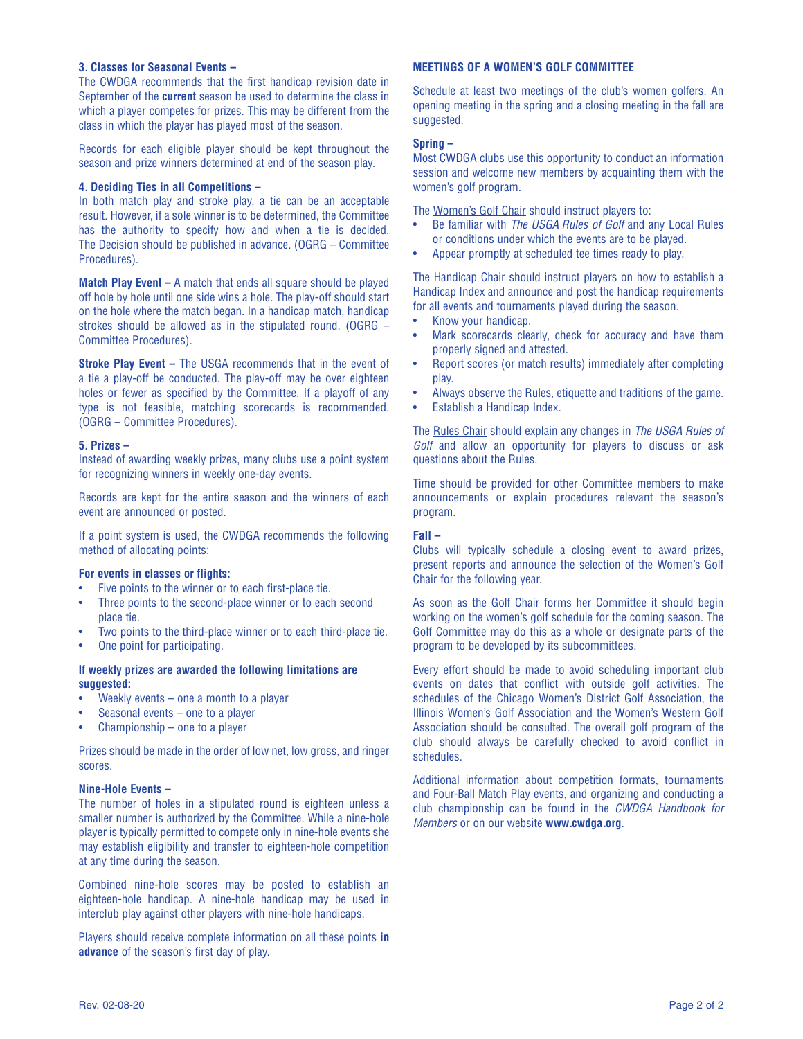**3. Classes for Seasonal Events –**
The CWDGA recommends that the first handicap revision date in September of the **current** season be used to determine the class in which a player competes for prizes. This may be different from the class in which the player has played most of the season.

Records for each eligible player should be kept throughout the season and prize winners determined at end of the season play.

**4. Deciding Ties in all Competitions –**
In both match play and stroke play, a tie can be an acceptable result. However, if a sole winner is to be determined, the Committee has the authority to specify how and when a tie is decided. The Decision should be published in advance. (OGRG – Committee Procedures).

**Match Play Event –** A match that ends all square should be played off hole by hole until one side wins a hole. The play-off should start on the hole where the match began. In a handicap match, handicap strokes should be allowed as in the stipulated round. (OGRG – Committee Procedures).

**Stroke Play Event –** The USGA recommends that in the event of a tie a play-off be conducted. The play-off may be over eighteen holes or fewer as specified by the Committee. If a playoff of any type is not feasible, matching scorecards is recommended. (OGRG – Committee Procedures).

**5. Prizes –**
Instead of awarding weekly prizes, many clubs use a point system for recognizing winners in weekly one-day events.

Records are kept for the entire season and the winners of each event are announced or posted.

If a point system is used, the CWDGA recommends the following method of allocating points:

**For events in classes or flights:**

- Five points to the winner or to each first-place tie.
- Three points to the second-place winner or to each second place tie.
- Two points to the third-place winner or to each third-place tie.
- One point for participating.

**If weekly prizes are awarded the following limitations are suggested:**

- Weekly events – one a month to a player
- Seasonal events – one to a player
- Championship – one to a player

Prizes should be made in the order of low net, low gross, and ringer scores.

**Nine-Hole Events –**
The number of holes in a stipulated round is eighteen unless a smaller number is authorized by the Committee. While a nine-hole player is typically permitted to compete only in nine-hole events she may establish eligibility and transfer to eighteen-hole competition at any time during the season.

Combined nine-hole scores may be posted to establish an eighteen-hole handicap. A nine-hole handicap may be used in interclub play against other players with nine-hole handicaps.

Players should receive complete information on all these points **in advance** of the season's first day of play.

## MEETINGS OF A WOMEN'S GOLF COMMITTEE

Schedule at least two meetings of the club's women golfers. An opening meeting in the spring and a closing meeting in the fall are suggested.

**Spring –**
Most CWDGA clubs use this opportunity to conduct an information session and welcome new members by acquainting them with the women's golf program.

The Women's Golf Chair should instruct players to:

- Be familiar with *The USGA Rules of Golf* and any Local Rules or conditions under which the events are to be played.
- Appear promptly at scheduled tee times ready to play.

The Handicap Chair should instruct players on how to establish a Handicap Index and announce and post the handicap requirements for all events and tournaments played during the season.

- Know your handicap.
- Mark scorecards clearly, check for accuracy and have them properly signed and attested.
- Report scores (or match results) immediately after completing play.
- Always observe the Rules, etiquette and traditions of the game.
- Establish a Handicap Index.

The Rules Chair should explain any changes in *The USGA Rules of Golf* and allow an opportunity for players to discuss or ask questions about the Rules.

Time should be provided for other Committee members to make announcements or explain procedures relevant the season's program.

**Fall –**
Clubs will typically schedule a closing event to award prizes, present reports and announce the selection of the Women's Golf Chair for the following year.

As soon as the Golf Chair forms her Committee it should begin working on the women's golf schedule for the coming season. The Golf Committee may do this as a whole or designate parts of the program to be developed by its subcommittees.

Every effort should be made to avoid scheduling important club events on dates that conflict with outside golf activities. The schedules of the Chicago Women's District Golf Association, the Illinois Women's Golf Association and the Women's Western Golf Association should be consulted. The overall golf program of the club should always be carefully checked to avoid conflict in schedules.

Additional information about competition formats, tournaments and Four-Ball Match Play events, and organizing and conducting a club championship can be found in the *CWDGA Handbook for Members* or on our website **www.cwdga.org**.

Rev. 02-08-20